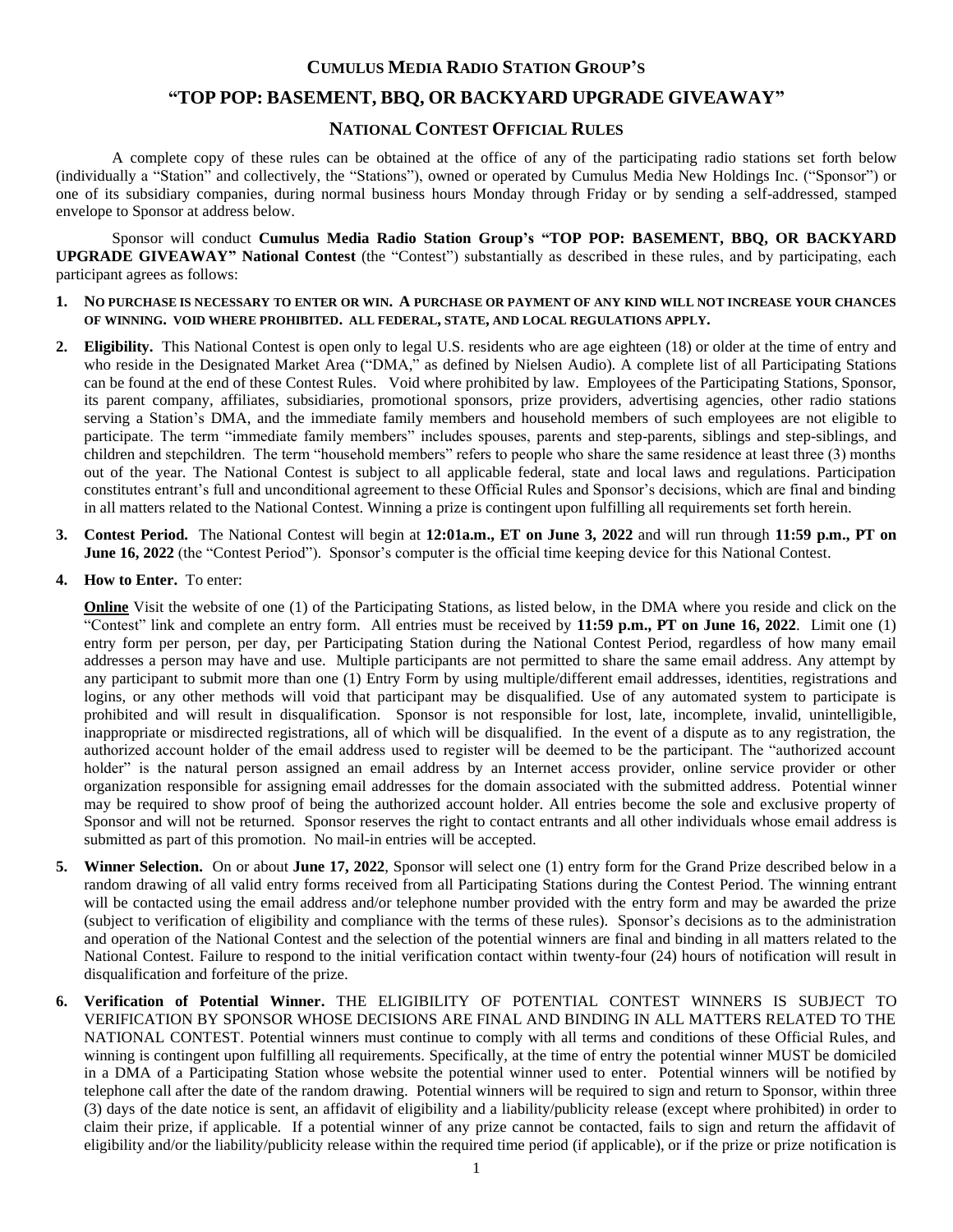# CUMULUS MEDIA RADIO STATION GROUP'S

# "TOP POP: BASEMENT, BBQ, OR BACKYARD UPGRADE GIVEAWAY"

## NATIONAL CONTEST OFFICIAL RULES

A complete copy of these rules can be obtained at the office of any of the participating radio stations set forth below (individually a "Station" and collectively, the "Stations"), owned or operated by Cumulus Media New Holdings Inc. ("Sponsor") or one of its subsidiary companies, during normal business hours Monday through Friday or by sending a self-addressed, stamped envelope to Sponsor at address below.

Sponsor will conduct **Cumulus Media Radio Station Group's "TOP POP: BASEMENT, BBQ, OR BACKYARD UPGRADE GIVEAWAY" National Contest** (the "Contest") substantially as described in these rules, and by participating, each participant agrees as follows:

1. **NO PURCHASE IS NECESSARY TO ENTER OR WIN. A PURCHASE OR PAYMENT OF ANY KIND WILL NOT INCREASE YOUR CHANCES OF WINNING. VOID WHERE PROHIBITED. ALL FEDERAL, STATE, AND LOCAL REGULATIONS APPLY.**

2. **Eligibility.** This National Contest is open only to legal U.S. residents who are age eighteen (18) or older at the time of entry and who reside in the Designated Market Area ("DMA," as defined by Nielsen Audio). A complete list of all Participating Stations can be found at the end of these Contest Rules. Void where prohibited by law. Employees of the Participating Stations, Sponsor, its parent company, affiliates, subsidiaries, promotional sponsors, prize providers, advertising agencies, other radio stations serving a Station's DMA, and the immediate family members and household members of such employees are not eligible to participate. The term "immediate family members" includes spouses, parents and step-parents, siblings and step-siblings, and children and stepchildren. The term "household members" refers to people who share the same residence at least three (3) months out of the year. The National Contest is subject to all applicable federal, state and local laws and regulations. Participation constitutes entrant's full and unconditional agreement to these Official Rules and Sponsor's decisions, which are final and binding in all matters related to the National Contest. Winning a prize is contingent upon fulfilling all requirements set forth herein.

3. **Contest Period.** The National Contest will begin at **12:01a.m., ET on June 3, 2022** and will run through **11:59 p.m., PT on June 16, 2022** (the "Contest Period"). Sponsor's computer is the official time keeping device for this National Contest.

4. **How to Enter.** To enter:

   **Online** Visit the website of one (1) of the Participating Stations, as listed below, in the DMA where you reside and click on the "Contest" link and complete an entry form. All entries must be received by **11:59 p.m., PT on June 16, 2022**. Limit one (1) entry form per person, per day, per Participating Station during the National Contest Period, regardless of how many email addresses a person may have and use. Multiple participants are not permitted to share the same email address. Any attempt by any participant to submit more than one (1) Entry Form by using multiple/different email addresses, identities, registrations and logins, or any other methods will void that participant may be disqualified. Use of any automated system to participate is prohibited and will result in disqualification. Sponsor is not responsible for lost, late, incomplete, invalid, unintelligible, inappropriate or misdirected registrations, all of which will be disqualified. In the event of a dispute as to any registration, the authorized account holder of the email address used to register will be deemed to be the participant. The "authorized account holder" is the natural person assigned an email address by an Internet access provider, online service provider or other organization responsible for assigning email addresses for the domain associated with the submitted address. Potential winner may be required to show proof of being the authorized account holder. All entries become the sole and exclusive property of Sponsor and will not be returned. Sponsor reserves the right to contact entrants and all other individuals whose email address is submitted as part of this promotion. No mail-in entries will be accepted.

5. **Winner Selection.** On or about **June 17, 2022**, Sponsor will select one (1) entry form for the Grand Prize described below in a random drawing of all valid entry forms received from all Participating Stations during the Contest Period. The winning entrant will be contacted using the email address and/or telephone number provided with the entry form and may be awarded the prize (subject to verification of eligibility and compliance with the terms of these rules). Sponsor's decisions as to the administration and operation of the National Contest and the selection of the potential winners are final and binding in all matters related to the National Contest. Failure to respond to the initial verification contact within twenty-four (24) hours of notification will result in disqualification and forfeiture of the prize.

6. **Verification of Potential Winner.** THE ELIGIBILITY OF POTENTIAL CONTEST WINNERS IS SUBJECT TO VERIFICATION BY SPONSOR WHOSE DECISIONS ARE FINAL AND BINDING IN ALL MATTERS RELATED TO THE NATIONAL CONTEST. Potential winners must continue to comply with all terms and conditions of these Official Rules, and winning is contingent upon fulfilling all requirements. Specifically, at the time of entry the potential winner MUST be domiciled in a DMA of a Participating Station whose website the potential winner used to enter. Potential winners will be notified by telephone call after the date of the random drawing. Potential winners will be required to sign and return to Sponsor, within three (3) days of the date notice is sent, an affidavit of eligibility and a liability/publicity release (except where prohibited) in order to claim their prize, if applicable. If a potential winner of any prize cannot be contacted, fails to sign and return the affidavit of eligibility and/or the liability/publicity release within the required time period (if applicable), or if the prize or prize notification is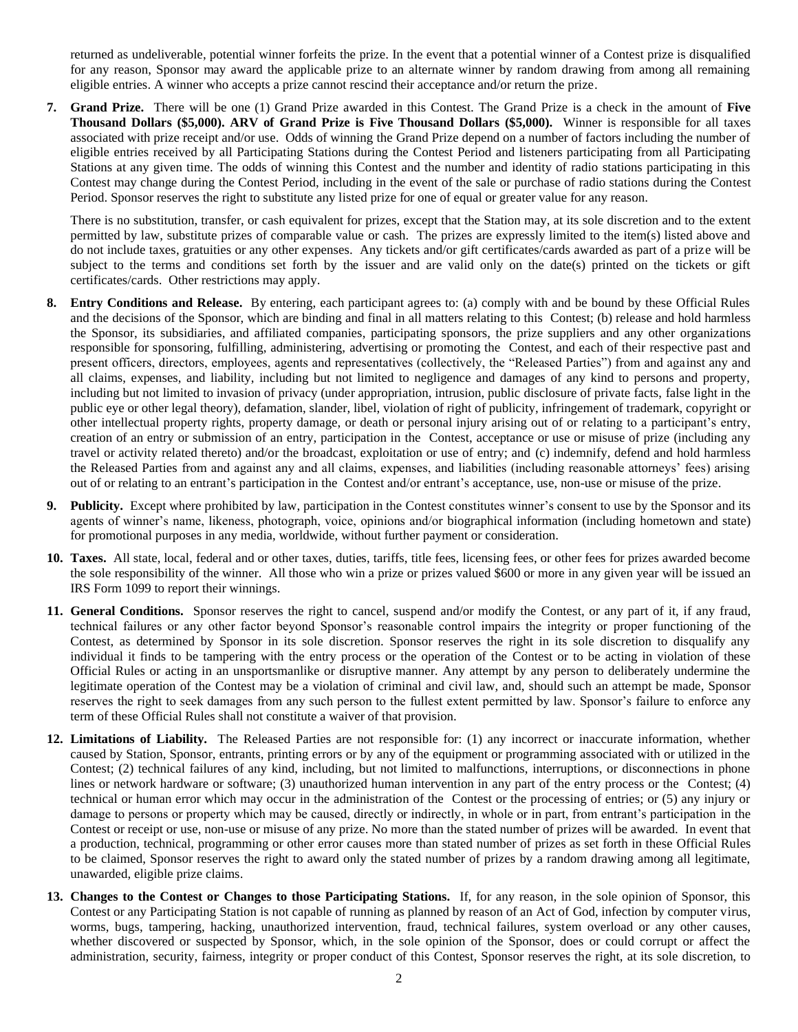returned as undeliverable, potential winner forfeits the prize. In the event that a potential winner of a Contest prize is disqualified for any reason, Sponsor may award the applicable prize to an alternate winner by random drawing from among all remaining eligible entries. A winner who accepts a prize cannot rescind their acceptance and/or return the prize.

7. **Grand Prize.** There will be one (1) Grand Prize awarded in this Contest. The Grand Prize is a check in the amount of **Five Thousand Dollars ($5,000). ARV of Grand Prize is Five Thousand Dollars ($5,000).** Winner is responsible for all taxes associated with prize receipt and/or use. Odds of winning the Grand Prize depend on a number of factors including the number of eligible entries received by all Participating Stations during the Contest Period and listeners participating from all Participating Stations at any given time. The odds of winning this Contest and the number and identity of radio stations participating in this Contest may change during the Contest Period, including in the event of the sale or purchase of radio stations during the Contest Period. Sponsor reserves the right to substitute any listed prize for one of equal or greater value for any reason.

   There is no substitution, transfer, or cash equivalent for prizes, except that the Station may, at its sole discretion and to the extent permitted by law, substitute prizes of comparable value or cash. The prizes are expressly limited to the item(s) listed above and do not include taxes, gratuities or any other expenses. Any tickets and/or gift certificates/cards awarded as part of a prize will be subject to the terms and conditions set forth by the issuer and are valid only on the date(s) printed on the tickets or gift certificates/cards. Other restrictions may apply.

8. **Entry Conditions and Release.** By entering, each participant agrees to: (a) comply with and be bound by these Official Rules and the decisions of the Sponsor, which are binding and final in all matters relating to this Contest; (b) release and hold harmless the Sponsor, its subsidiaries, and affiliated companies, participating sponsors, the prize suppliers and any other organizations responsible for sponsoring, fulfilling, administering, advertising or promoting the Contest, and each of their respective past and present officers, directors, employees, agents and representatives (collectively, the "Released Parties") from and against any and all claims, expenses, and liability, including but not limited to negligence and damages of any kind to persons and property, including but not limited to invasion of privacy (under appropriation, intrusion, public disclosure of private facts, false light in the public eye or other legal theory), defamation, slander, libel, violation of right of publicity, infringement of trademark, copyright or other intellectual property rights, property damage, or death or personal injury arising out of or relating to a participant's entry, creation of an entry or submission of an entry, participation in the Contest, acceptance or use or misuse of prize (including any travel or activity related thereto) and/or the broadcast, exploitation or use of entry; and (c) indemnify, defend and hold harmless the Released Parties from and against any and all claims, expenses, and liabilities (including reasonable attorneys' fees) arising out of or relating to an entrant's participation in the Contest and/or entrant's acceptance, use, non-use or misuse of the prize.

9. **Publicity.** Except where prohibited by law, participation in the Contest constitutes winner's consent to use by the Sponsor and its agents of winner's name, likeness, photograph, voice, opinions and/or biographical information (including hometown and state) for promotional purposes in any media, worldwide, without further payment or consideration.

10. **Taxes.** All state, local, federal and or other taxes, duties, tariffs, title fees, licensing fees, or other fees for prizes awarded become the sole responsibility of the winner. All those who win a prize or prizes valued $600 or more in any given year will be issued an IRS Form 1099 to report their winnings.

11. **General Conditions.** Sponsor reserves the right to cancel, suspend and/or modify the Contest, or any part of it, if any fraud, technical failures or any other factor beyond Sponsor's reasonable control impairs the integrity or proper functioning of the Contest, as determined by Sponsor in its sole discretion. Sponsor reserves the right in its sole discretion to disqualify any individual it finds to be tampering with the entry process or the operation of the Contest or to be acting in violation of these Official Rules or acting in an unsportsmanlike or disruptive manner. Any attempt by any person to deliberately undermine the legitimate operation of the Contest may be a violation of criminal and civil law, and, should such an attempt be made, Sponsor reserves the right to seek damages from any such person to the fullest extent permitted by law. Sponsor's failure to enforce any term of these Official Rules shall not constitute a waiver of that provision.

12. **Limitations of Liability.** The Released Parties are not responsible for: (1) any incorrect or inaccurate information, whether caused by Station, Sponsor, entrants, printing errors or by any of the equipment or programming associated with or utilized in the Contest; (2) technical failures of any kind, including, but not limited to malfunctions, interruptions, or disconnections in phone lines or network hardware or software; (3) unauthorized human intervention in any part of the entry process or the Contest; (4) technical or human error which may occur in the administration of the Contest or the processing of entries; or (5) any injury or damage to persons or property which may be caused, directly or indirectly, in whole or in part, from entrant's participation in the Contest or receipt or use, non-use or misuse of any prize. No more than the stated number of prizes will be awarded. In event that a production, technical, programming or other error causes more than stated number of prizes as set forth in these Official Rules to be claimed, Sponsor reserves the right to award only the stated number of prizes by a random drawing among all legitimate, unawarded, eligible prize claims.

13. **Changes to the Contest or Changes to those Participating Stations.** If, for any reason, in the sole opinion of Sponsor, this Contest or any Participating Station is not capable of running as planned by reason of an Act of God, infection by computer virus, worms, bugs, tampering, hacking, unauthorized intervention, fraud, technical failures, system overload or any other causes, whether discovered or suspected by Sponsor, which, in the sole opinion of the Sponsor, does or could corrupt or affect the administration, security, fairness, integrity or proper conduct of this Contest, Sponsor reserves the right, at its sole discretion, to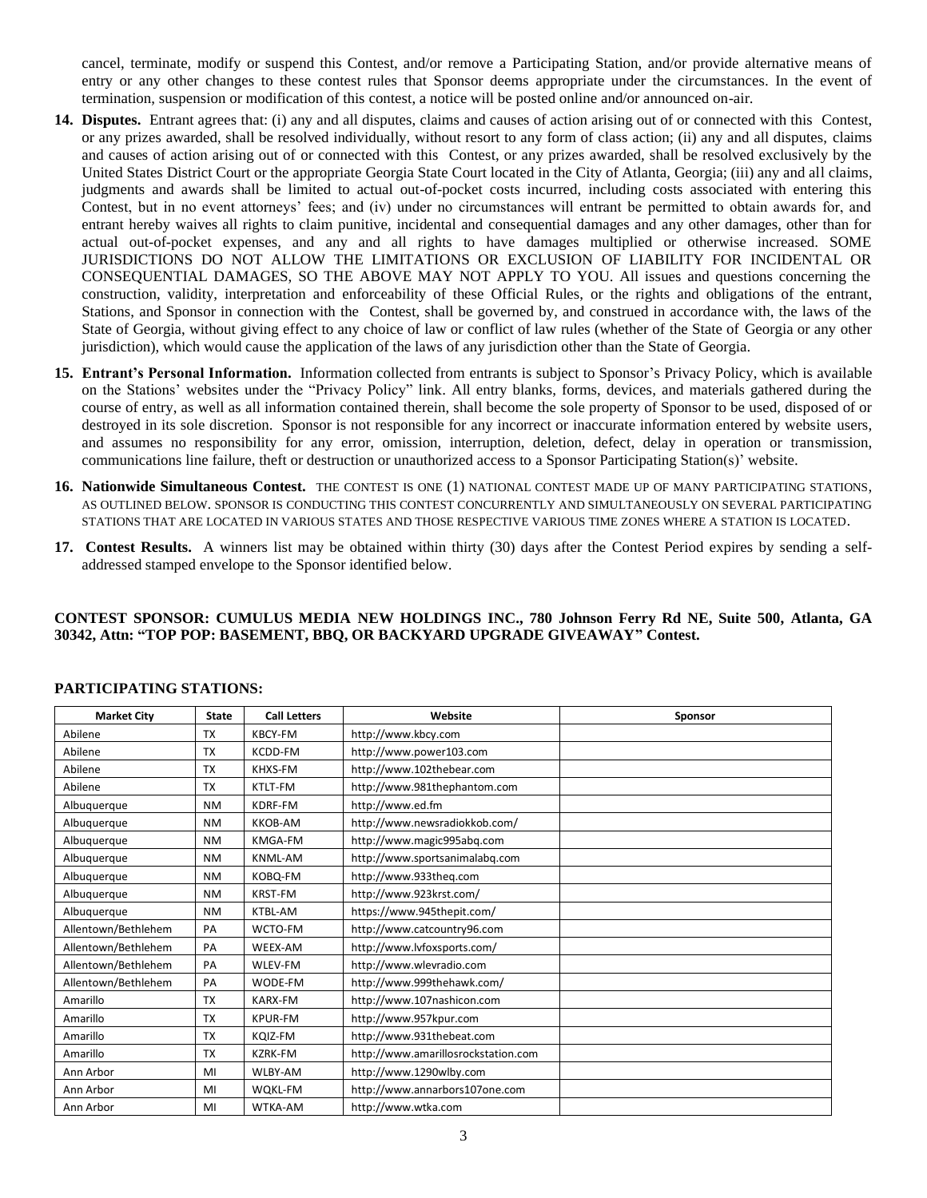cancel, terminate, modify or suspend this Contest, and/or remove a Participating Station, and/or provide alternative means of entry or any other changes to these contest rules that Sponsor deems appropriate under the circumstances. In the event of termination, suspension or modification of this contest, a notice will be posted online and/or announced on-air.

14. **Disputes.** Entrant agrees that: (i) any and all disputes, claims and causes of action arising out of or connected with this Contest, or any prizes awarded, shall be resolved individually, without resort to any form of class action; (ii) any and all disputes, claims and causes of action arising out of or connected with this Contest, or any prizes awarded, shall be resolved exclusively by the United States District Court or the appropriate Georgia State Court located in the City of Atlanta, Georgia; (iii) any and all claims, judgments and awards shall be limited to actual out-of-pocket costs incurred, including costs associated with entering this Contest, but in no event attorneys' fees; and (iv) under no circumstances will entrant be permitted to obtain awards for, and entrant hereby waives all rights to claim punitive, incidental and consequential damages and any other damages, other than for actual out-of-pocket expenses, and any and all rights to have damages multiplied or otherwise increased. SOME JURISDICTIONS DO NOT ALLOW THE LIMITATIONS OR EXCLUSION OF LIABILITY FOR INCIDENTAL OR CONSEQUENTIAL DAMAGES, SO THE ABOVE MAY NOT APPLY TO YOU. All issues and questions concerning the construction, validity, interpretation and enforceability of these Official Rules, or the rights and obligations of the entrant, Stations, and Sponsor in connection with the Contest, shall be governed by, and construed in accordance with, the laws of the State of Georgia, without giving effect to any choice of law or conflict of law rules (whether of the State of Georgia or any other jurisdiction), which would cause the application of the laws of any jurisdiction other than the State of Georgia.

15. **Entrant's Personal Information.** Information collected from entrants is subject to Sponsor's Privacy Policy, which is available on the Stations' websites under the "Privacy Policy" link. All entry blanks, forms, devices, and materials gathered during the course of entry, as well as all information contained therein, shall become the sole property of Sponsor to be used, disposed of or destroyed in its sole discretion. Sponsor is not responsible for any incorrect or inaccurate information entered by website users, and assumes no responsibility for any error, omission, interruption, deletion, defect, delay in operation or transmission, communications line failure, theft or destruction or unauthorized access to a Sponsor Participating Station(s)' website.

16. **Nationwide Simultaneous Contest.** THE CONTEST IS ONE (1) NATIONAL CONTEST MADE UP OF MANY PARTICIPATING STATIONS, AS OUTLINED BELOW. SPONSOR IS CONDUCTING THIS CONTEST CONCURRENTLY AND SIMULTANEOUSLY ON SEVERAL PARTICIPATING STATIONS THAT ARE LOCATED IN VARIOUS STATES AND THOSE RESPECTIVE VARIOUS TIME ZONES WHERE A STATION IS LOCATED.

17. **Contest Results.** A winners list may be obtained within thirty (30) days after the Contest Period expires by sending a self-addressed stamped envelope to the Sponsor identified below.

**CONTEST SPONSOR: CUMULUS MEDIA NEW HOLDINGS INC., 780 Johnson Ferry Rd NE, Suite 500, Atlanta, GA 30342, Attn: "TOP POP: BASEMENT, BBQ, OR BACKYARD UPGRADE GIVEAWAY" Contest.**

**PARTICIPATING STATIONS:**

| Market City | State | Call Letters | Website | Sponsor |
|---|---|---|---|---|
| Abilene | TX | KBCY-FM | http://www.kbcy.com | |
| Abilene | TX | KCDD-FM | http://www.power103.com | |
| Abilene | TX | KHXS-FM | http://www.102thebear.com | |
| Abilene | TX | KTLT-FM | http://www.981thephantom.com | |
| Albuquerque | NM | KDRF-FM | http://www.ed.fm | |
| Albuquerque | NM | KKOB-AM | http://www.newsradiokkob.com/ | |
| Albuquerque | NM | KMGA-FM | http://www.magic995abq.com | |
| Albuquerque | NM | KNML-AM | http://www.sportsanimalabq.com | |
| Albuquerque | NM | KOBQ-FM | http://www.933theq.com | |
| Albuquerque | NM | KRST-FM | http://www.923krst.com/ | |
| Albuquerque | NM | KTBL-AM | https://www.945thepit.com/ | |
| Allentown/Bethlehem | PA | WCTO-FM | http://www.catcountry96.com | |
| Allentown/Bethlehem | PA | WEEX-AM | http://www.lvfoxsports.com/ | |
| Allentown/Bethlehem | PA | WLEV-FM | http://www.wlevradio.com | |
| Allentown/Bethlehem | PA | WODE-FM | http://www.999thehawk.com/ | |
| Amarillo | TX | KARX-FM | http://www.107nashicon.com | |
| Amarillo | TX | KPUR-FM | http://www.957kpur.com | |
| Amarillo | TX | KQIZ-FM | http://www.931thebeat.com | |
| Amarillo | TX | KZRK-FM | http://www.amarillosrockstation.com | |
| Ann Arbor | MI | WLBY-AM | http://www.1290wlby.com | |
| Ann Arbor | MI | WQKL-FM | http://www.annarbors107one.com | |
| Ann Arbor | MI | WTKA-AM | http://www.wtka.com | |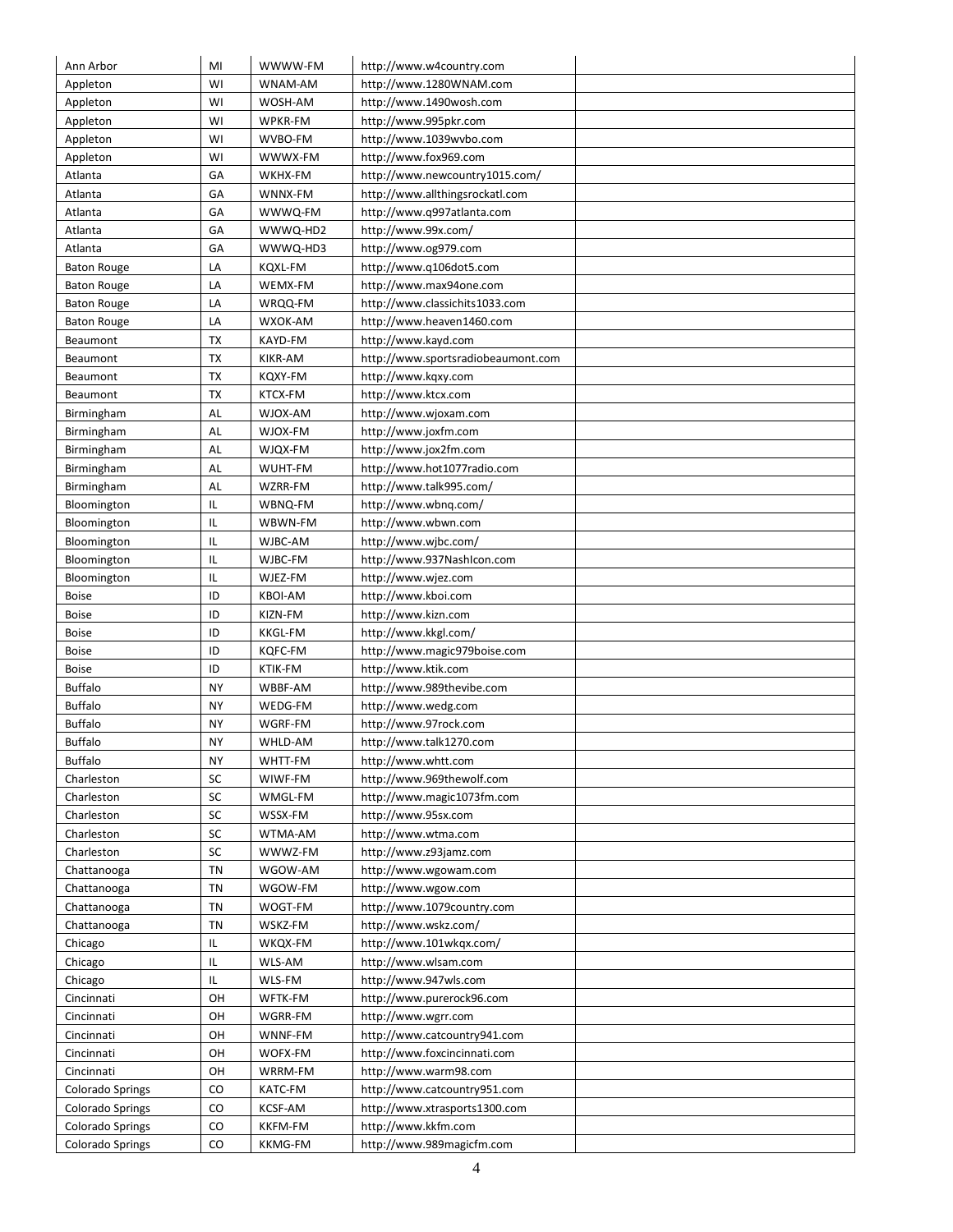| | | | | |
|---|---|---|---|---|
| Ann Arbor | MI | WWWW-FM | http://www.w4country.com | |
| Appleton | WI | WNAM-AM | http://www.1280WNAM.com | |
| Appleton | WI | WOSH-AM | http://www.1490wosh.com | |
| Appleton | WI | WPKR-FM | http://www.995pkr.com | |
| Appleton | WI | WVBO-FM | http://www.1039wvbo.com | |
| Appleton | WI | WWWX-FM | http://www.fox969.com | |
| Atlanta | GA | WKHX-FM | http://www.newcountry1015.com/ | |
| Atlanta | GA | WNNX-FM | http://www.allthingsrockatl.com | |
| Atlanta | GA | WWWQ-FM | http://www.q997atlanta.com | |
| Atlanta | GA | WWWQ-HD2 | http://www.99x.com/ | |
| Atlanta | GA | WWWQ-HD3 | http://www.og979.com | |
| Baton Rouge | LA | KQXL-FM | http://www.q106dot5.com | |
| Baton Rouge | LA | WEMX-FM | http://www.max94one.com | |
| Baton Rouge | LA | WRQQ-FM | http://www.classichits1033.com | |
| Baton Rouge | LA | WXOK-AM | http://www.heaven1460.com | |
| Beaumont | TX | KAYD-FM | http://www.kayd.com | |
| Beaumont | TX | KIKR-AM | http://www.sportsradiobeaumont.com | |
| Beaumont | TX | KQXY-FM | http://www.kqxy.com | |
| Beaumont | TX | KTCX-FM | http://www.ktcx.com | |
| Birmingham | AL | WJOX-AM | http://www.wjoxam.com | |
| Birmingham | AL | WJOX-FM | http://www.joxfm.com | |
| Birmingham | AL | WJQX-FM | http://www.jox2fm.com | |
| Birmingham | AL | WUHT-FM | http://www.hot1077radio.com | |
| Birmingham | AL | WZRR-FM | http://www.talk995.com/ | |
| Bloomington | IL | WBNQ-FM | http://www.wbnq.com/ | |
| Bloomington | IL | WBWN-FM | http://www.wbwn.com | |
| Bloomington | IL | WJBC-AM | http://www.wjbc.com/ | |
| Bloomington | IL | WJBC-FM | http://www.937NashIcon.com | |
| Bloomington | IL | WJEZ-FM | http://www.wjez.com | |
| Boise | ID | KBOI-AM | http://www.kboi.com | |
| Boise | ID | KIZN-FM | http://www.kizn.com | |
| Boise | ID | KKGL-FM | http://www.kkgl.com/ | |
| Boise | ID | KQFC-FM | http://www.magic979boise.com | |
| Boise | ID | KTIK-FM | http://www.ktik.com | |
| Buffalo | NY | WBBF-AM | http://www.989thevibe.com | |
| Buffalo | NY | WEDG-FM | http://www.wedg.com | |
| Buffalo | NY | WGRF-FM | http://www.97rock.com | |
| Buffalo | NY | WHLD-AM | http://www.talk1270.com | |
| Buffalo | NY | WHTT-FM | http://www.whtt.com | |
| Charleston | SC | WIWF-FM | http://www.969thewolf.com | |
| Charleston | SC | WMGL-FM | http://www.magic1073fm.com | |
| Charleston | SC | WSSX-FM | http://www.95sx.com | |
| Charleston | SC | WTMA-AM | http://www.wtma.com | |
| Charleston | SC | WWWZ-FM | http://www.z93jamz.com | |
| Chattanooga | TN | WGOW-AM | http://www.wgowam.com | |
| Chattanooga | TN | WGOW-FM | http://www.wgow.com | |
| Chattanooga | TN | WOGT-FM | http://www.1079country.com | |
| Chattanooga | TN | WSKZ-FM | http://www.wskz.com/ | |
| Chicago | IL | WKQX-FM | http://www.101wkqx.com/ | |
| Chicago | IL | WLS-AM | http://www.wlsam.com | |
| Chicago | IL | WLS-FM | http://www.947wls.com | |
| Cincinnati | OH | WFTK-FM | http://www.purerock96.com | |
| Cincinnati | OH | WGRR-FM | http://www.wgrr.com | |
| Cincinnati | OH | WNNF-FM | http://www.catcountry941.com | |
| Cincinnati | OH | WOFX-FM | http://www.foxcincinnati.com | |
| Cincinnati | OH | WRRM-FM | http://www.warm98.com | |
| Colorado Springs | CO | KATC-FM | http://www.catcountry951.com | |
| Colorado Springs | CO | KCSF-AM | http://www.xtrasports1300.com | |
| Colorado Springs | CO | KKFM-FM | http://www.kkfm.com | |
| Colorado Springs | CO | KKMG-FM | http://www.989magicfm.com | |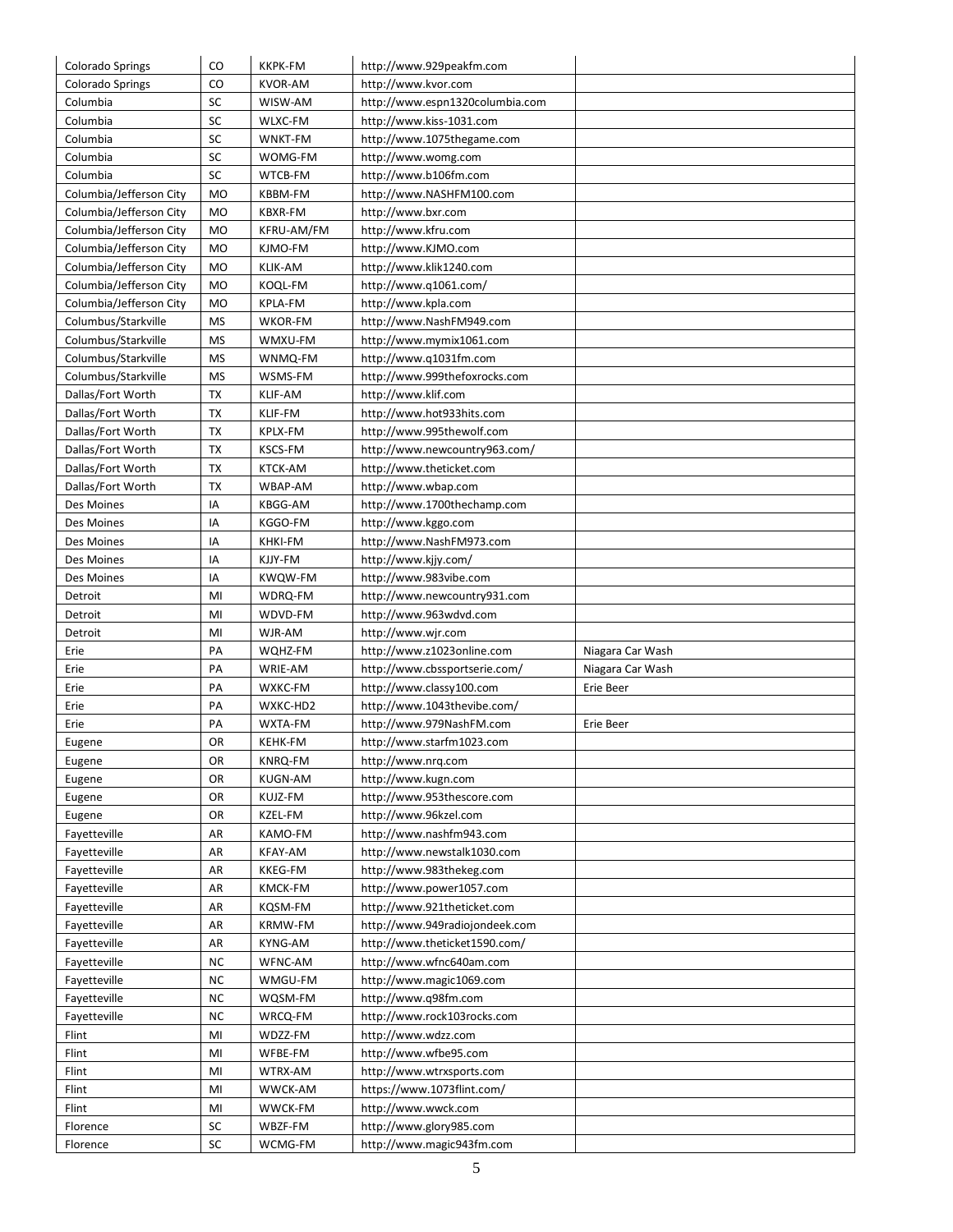| | | | | |
|---|---|---|---|---|
| Colorado Springs | CO | KKPK-FM | http://www.929peakfm.com | |
| Colorado Springs | CO | KVOR-AM | http://www.kvor.com | |
| Columbia | SC | WISW-AM | http://www.espn1320columbia.com | |
| Columbia | SC | WLXC-FM | http://www.kiss-1031.com | |
| Columbia | SC | WNKT-FM | http://www.1075thegame.com | |
| Columbia | SC | WOMG-FM | http://www.womg.com | |
| Columbia | SC | WTCB-FM | http://www.b106fm.com | |
| Columbia/Jefferson City | MO | KBBM-FM | http://www.NASHFM100.com | |
| Columbia/Jefferson City | MO | KBXR-FM | http://www.bxr.com | |
| Columbia/Jefferson City | MO | KFRU-AM/FM | http://www.kfru.com | |
| Columbia/Jefferson City | MO | KJMO-FM | http://www.KJMO.com | |
| Columbia/Jefferson City | MO | KLIK-AM | http://www.klik1240.com | |
| Columbia/Jefferson City | MO | KOQL-FM | http://www.q1061.com/ | |
| Columbia/Jefferson City | MO | KPLA-FM | http://www.kpla.com | |
| Columbus/Starkville | MS | WKOR-FM | http://www.NashFM949.com | |
| Columbus/Starkville | MS | WMXU-FM | http://www.mymix1061.com | |
| Columbus/Starkville | MS | WNMQ-FM | http://www.q1031fm.com | |
| Columbus/Starkville | MS | WSMS-FM | http://www.999thefoxrocks.com | |
| Dallas/Fort Worth | TX | KLIF-AM | http://www.klif.com | |
| Dallas/Fort Worth | TX | KLIF-FM | http://www.hot933hits.com | |
| Dallas/Fort Worth | TX | KPLX-FM | http://www.995thewolf.com | |
| Dallas/Fort Worth | TX | KSCS-FM | http://www.newcountry963.com/ | |
| Dallas/Fort Worth | TX | KTCK-AM | http://www.theticket.com | |
| Dallas/Fort Worth | TX | WBAP-AM | http://www.wbap.com | |
| Des Moines | IA | KBGG-AM | http://www.1700thechamp.com | |
| Des Moines | IA | KGGO-FM | http://www.kggo.com | |
| Des Moines | IA | KHKI-FM | http://www.NashFM973.com | |
| Des Moines | IA | KJJY-FM | http://www.kjjy.com/ | |
| Des Moines | IA | KWQW-FM | http://www.983vibe.com | |
| Detroit | MI | WDRQ-FM | http://www.newcountry931.com | |
| Detroit | MI | WDVD-FM | http://www.963wdvd.com | |
| Detroit | MI | WJR-AM | http://www.wjr.com | |
| Erie | PA | WQHZ-FM | http://www.z1023online.com | Niagara Car Wash |
| Erie | PA | WRIE-AM | http://www.cbssportserie.com/ | Niagara Car Wash |
| Erie | PA | WXKC-FM | http://www.classy100.com | Erie Beer |
| Erie | PA | WXKC-HD2 | http://www.1043thevibe.com/ | |
| Erie | PA | WXTA-FM | http://www.979NashFM.com | Erie Beer |
| Eugene | OR | KEHK-FM | http://www.starfm1023.com | |
| Eugene | OR | KNRQ-FM | http://www.nrq.com | |
| Eugene | OR | KUGN-AM | http://www.kugn.com | |
| Eugene | OR | KUJZ-FM | http://www.953thescore.com | |
| Eugene | OR | KZEL-FM | http://www.96kzel.com | |
| Fayetteville | AR | KAMO-FM | http://www.nashfm943.com | |
| Fayetteville | AR | KFAY-AM | http://www.newstalk1030.com | |
| Fayetteville | AR | KKEG-FM | http://www.983thekeg.com | |
| Fayetteville | AR | KMCK-FM | http://www.power1057.com | |
| Fayetteville | AR | KQSM-FM | http://www.921theticket.com | |
| Fayetteville | AR | KRMW-FM | http://www.949radiojondeek.com | |
| Fayetteville | AR | KYNG-AM | http://www.theticket1590.com/ | |
| Fayetteville | NC | WFNC-AM | http://www.wfnc640am.com | |
| Fayetteville | NC | WMGU-FM | http://www.magic1069.com | |
| Fayetteville | NC | WQSM-FM | http://www.q98fm.com | |
| Fayetteville | NC | WRCQ-FM | http://www.rock103rocks.com | |
| Flint | MI | WDZZ-FM | http://www.wdzz.com | |
| Flint | MI | WFBE-FM | http://www.wfbe95.com | |
| Flint | MI | WTRX-AM | http://www.wtrxsports.com | |
| Flint | MI | WWCK-AM | https://www.1073flint.com/ | |
| Flint | MI | WWCK-FM | http://www.wwck.com | |
| Florence | SC | WBZF-FM | http://www.glory985.com | |
| Florence | SC | WCMG-FM | http://www.magic943fm.com | |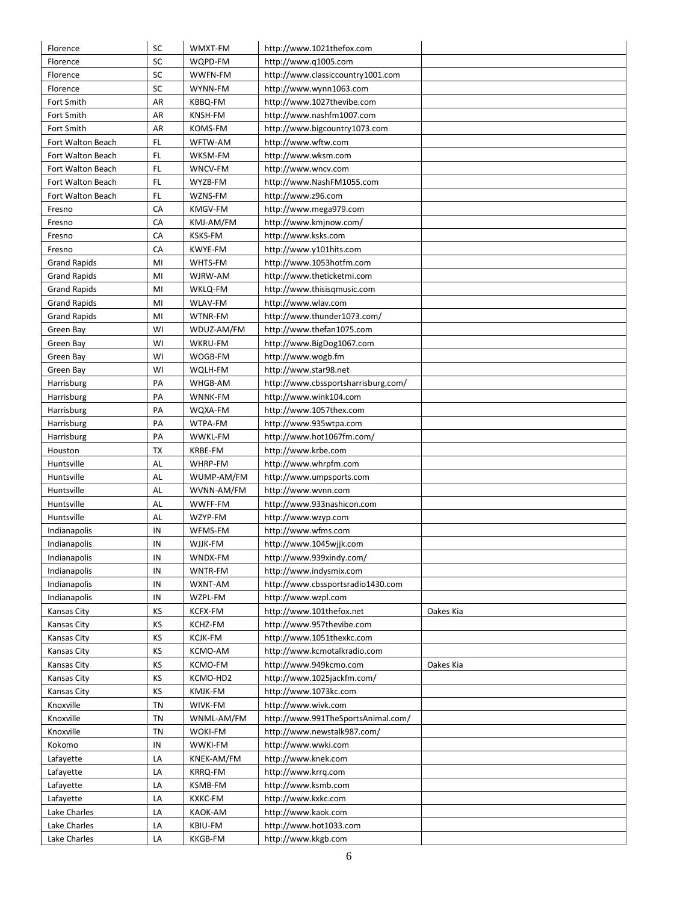| | | | | |
|---|---|---|---|---|
| Florence | SC | WMXT-FM | http://www.1021thefox.com | |
| Florence | SC | WQPD-FM | http://www.q1005.com | |
| Florence | SC | WWFN-FM | http://www.classiccountry1001.com | |
| Florence | SC | WYNN-FM | http://www.wynn1063.com | |
| Fort Smith | AR | KBBQ-FM | http://www.1027thevibe.com | |
| Fort Smith | AR | KNSH-FM | http://www.nashfm1007.com | |
| Fort Smith | AR | KOMS-FM | http://www.bigcountry1073.com | |
| Fort Walton Beach | FL | WFTW-AM | http://www.wftw.com | |
| Fort Walton Beach | FL | WKSM-FM | http://www.wksm.com | |
| Fort Walton Beach | FL | WNCV-FM | http://www.wncv.com | |
| Fort Walton Beach | FL | WYZB-FM | http://www.NashFM1055.com | |
| Fort Walton Beach | FL | WZNS-FM | http://www.z96.com | |
| Fresno | CA | KMGV-FM | http://www.mega979.com | |
| Fresno | CA | KMJ-AM/FM | http://www.kmjnow.com/ | |
| Fresno | CA | KSKS-FM | http://www.ksks.com | |
| Fresno | CA | KWYE-FM | http://www.y101hits.com | |
| Grand Rapids | MI | WHTS-FM | http://www.1053hotfm.com | |
| Grand Rapids | MI | WJRW-AM | http://www.theticketmi.com | |
| Grand Rapids | MI | WKLQ-FM | http://www.thisisqmusic.com | |
| Grand Rapids | MI | WLAV-FM | http://www.wlav.com | |
| Grand Rapids | MI | WTNR-FM | http://www.thunder1073.com/ | |
| Green Bay | WI | WDUZ-AM/FM | http://www.thefan1075.com | |
| Green Bay | WI | WKRU-FM | http://www.BigDog1067.com | |
| Green Bay | WI | WOGB-FM | http://www.wogb.fm | |
| Green Bay | WI | WQLH-FM | http://www.star98.net | |
| Harrisburg | PA | WHGB-AM | http://www.cbssportsharrisburg.com/ | |
| Harrisburg | PA | WNNK-FM | http://www.wink104.com | |
| Harrisburg | PA | WQXA-FM | http://www.1057thex.com | |
| Harrisburg | PA | WTPA-FM | http://www.935wtpa.com | |
| Harrisburg | PA | WWKL-FM | http://www.hot1067fm.com/ | |
| Houston | TX | KRBE-FM | http://www.krbe.com | |
| Huntsville | AL | WHRP-FM | http://www.whrpfm.com | |
| Huntsville | AL | WUMP-AM/FM | http://www.umpsports.com | |
| Huntsville | AL | WVNN-AM/FM | http://www.wvnn.com | |
| Huntsville | AL | WWFF-FM | http://www.933nashicon.com | |
| Huntsville | AL | WZYP-FM | http://www.wzyp.com | |
| Indianapolis | IN | WFMS-FM | http://www.wfms.com | |
| Indianapolis | IN | WJJK-FM | http://www.1045wjjk.com | |
| Indianapolis | IN | WNDX-FM | http://www.939xindy.com/ | |
| Indianapolis | IN | WNTR-FM | http://www.indysmix.com | |
| Indianapolis | IN | WXNT-AM | http://www.cbssportsradio1430.com | |
| Indianapolis | IN | WZPL-FM | http://www.wzpl.com | |
| Kansas City | KS | KCFX-FM | http://www.101thefox.net | Oakes Kia |
| Kansas City | KS | KCHZ-FM | http://www.957thevibe.com | |
| Kansas City | KS | KCJK-FM | http://www.1051thexkc.com | |
| Kansas City | KS | KCMO-AM | http://www.kcmotalkradio.com | |
| Kansas City | KS | KCMO-FM | http://www.949kcmo.com | Oakes Kia |
| Kansas City | KS | KCMO-HD2 | http://www.1025jackfm.com/ | |
| Kansas City | KS | KMJK-FM | http://www.1073kc.com | |
| Knoxville | TN | WIVK-FM | http://www.wivk.com | |
| Knoxville | TN | WNML-AM/FM | http://www.991TheSportsAnimal.com/ | |
| Knoxville | TN | WOKI-FM | http://www.newstalk987.com/ | |
| Kokomo | IN | WWKI-FM | http://www.wwki.com | |
| Lafayette | LA | KNEK-AM/FM | http://www.knek.com | |
| Lafayette | LA | KRRQ-FM | http://www.krrq.com | |
| Lafayette | LA | KSMB-FM | http://www.ksmb.com | |
| Lafayette | LA | KXKC-FM | http://www.kxkc.com | |
| Lake Charles | LA | KAOK-AM | http://www.kaok.com | |
| Lake Charles | LA | KBIU-FM | http://www.hot1033.com | |
| Lake Charles | LA | KKGB-FM | http://www.kkgb.com | |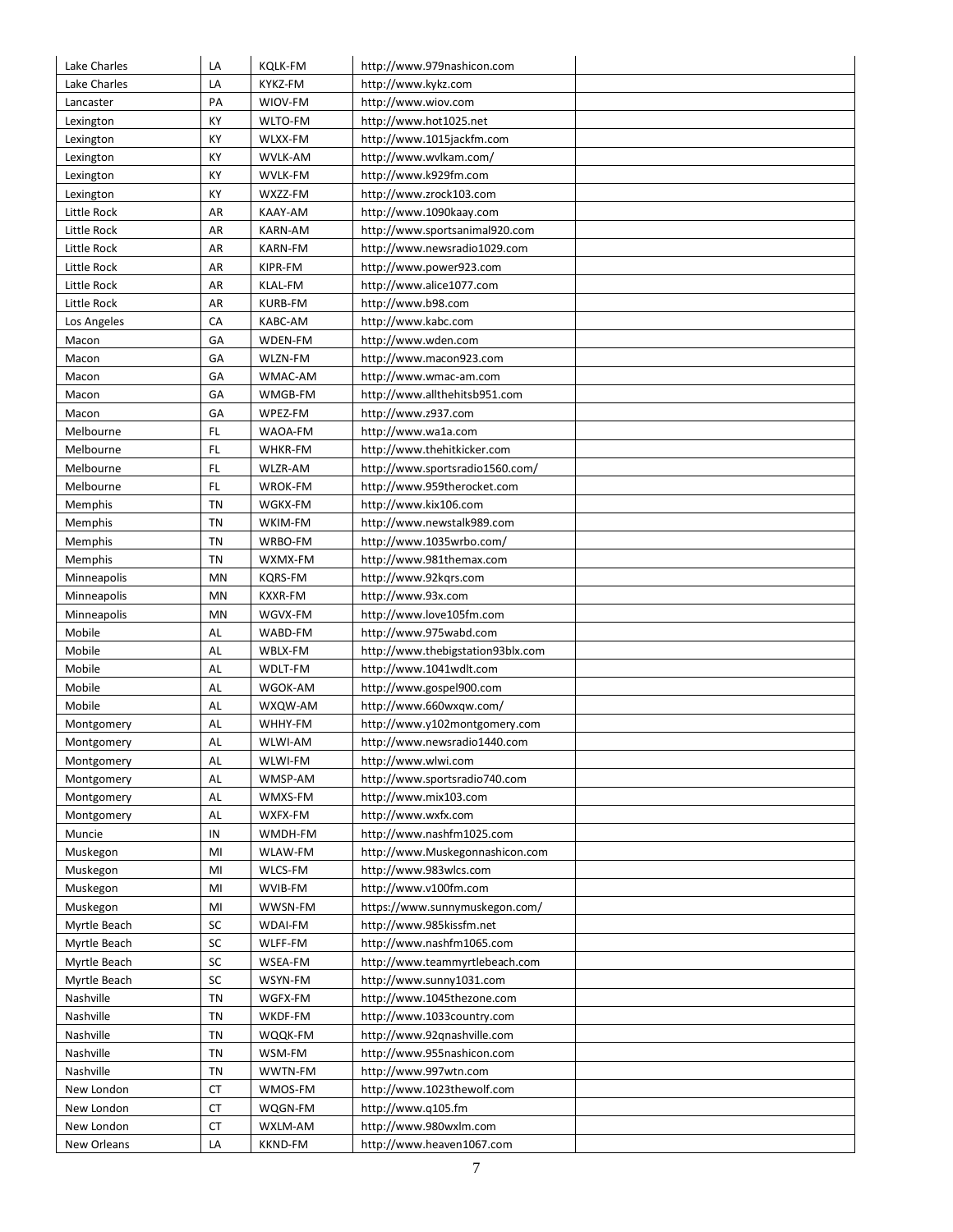| Lake Charles | LA | KQLK-FM | http://www.979nashicon.com | |
|---|---|---|---|---|
| Lake Charles | LA | KYKZ-FM | http://www.kykz.com | |
| Lancaster | PA | WIOV-FM | http://www.wiov.com | |
| Lexington | KY | WLTO-FM | http://www.hot1025.net | |
| Lexington | KY | WLXX-FM | http://www.1015jackfm.com | |
| Lexington | KY | WVLK-AM | http://www.wvlkam.com/ | |
| Lexington | KY | WVLK-FM | http://www.k929fm.com | |
| Lexington | KY | WXZZ-FM | http://www.zrock103.com | |
| Little Rock | AR | KAAY-AM | http://www.1090kaay.com | |
| Little Rock | AR | KARN-AM | http://www.sportsanimal920.com | |
| Little Rock | AR | KARN-FM | http://www.newsradio1029.com | |
| Little Rock | AR | KIPR-FM | http://www.power923.com | |
| Little Rock | AR | KLAL-FM | http://www.alice1077.com | |
| Little Rock | AR | KURB-FM | http://www.b98.com | |
| Los Angeles | CA | KABC-AM | http://www.kabc.com | |
| Macon | GA | WDEN-FM | http://www.wden.com | |
| Macon | GA | WLZN-FM | http://www.macon923.com | |
| Macon | GA | WMAC-AM | http://www.wmac-am.com | |
| Macon | GA | WMGB-FM | http://www.allthehitsb951.com | |
| Macon | GA | WPEZ-FM | http://www.z937.com | |
| Melbourne | FL | WAOA-FM | http://www.wa1a.com | |
| Melbourne | FL | WHKR-FM | http://www.thehitkicker.com | |
| Melbourne | FL | WLZR-AM | http://www.sportsradio1560.com/ | |
| Melbourne | FL | WROK-FM | http://www.959therocket.com | |
| Memphis | TN | WGKX-FM | http://www.kix106.com | |
| Memphis | TN | WKIM-FM | http://www.newstalk989.com | |
| Memphis | TN | WRBO-FM | http://www.1035wrbo.com/ | |
| Memphis | TN | WXMX-FM | http://www.981themax.com | |
| Minneapolis | MN | KQRS-FM | http://www.92kqrs.com | |
| Minneapolis | MN | KXXR-FM | http://www.93x.com | |
| Minneapolis | MN | WGVX-FM | http://www.love105fm.com | |
| Mobile | AL | WABD-FM | http://www.975wabd.com | |
| Mobile | AL | WBLX-FM | http://www.thebigstation93blx.com | |
| Mobile | AL | WDLT-FM | http://www.1041wdlt.com | |
| Mobile | AL | WGOK-AM | http://www.gospel900.com | |
| Mobile | AL | WXQW-AM | http://www.660wxqw.com/ | |
| Montgomery | AL | WHHY-FM | http://www.y102montgomery.com | |
| Montgomery | AL | WLWI-AM | http://www.newsradio1440.com | |
| Montgomery | AL | WLWI-FM | http://www.wlwi.com | |
| Montgomery | AL | WMSP-AM | http://www.sportsradio740.com | |
| Montgomery | AL | WMXS-FM | http://www.mix103.com | |
| Montgomery | AL | WXFX-FM | http://www.wxfx.com | |
| Muncie | IN | WMDH-FM | http://www.nashfm1025.com | |
| Muskegon | MI | WLAW-FM | http://www.Muskegonnashicon.com | |
| Muskegon | MI | WLCS-FM | http://www.983wlcs.com | |
| Muskegon | MI | WVIB-FM | http://www.v100fm.com | |
| Muskegon | MI | WWSN-FM | https://www.sunnymuskegon.com/ | |
| Myrtle Beach | SC | WDAI-FM | http://www.985kissfm.net | |
| Myrtle Beach | SC | WLFF-FM | http://www.nashfm1065.com | |
| Myrtle Beach | SC | WSEA-FM | http://www.teammyrtlebeach.com | |
| Myrtle Beach | SC | WSYN-FM | http://www.sunny1031.com | |
| Nashville | TN | WGFX-FM | http://www.1045thezone.com | |
| Nashville | TN | WKDF-FM | http://www.1033country.com | |
| Nashville | TN | WQQK-FM | http://www.92qnashville.com | |
| Nashville | TN | WSM-FM | http://www.955nashicon.com | |
| Nashville | TN | WWTN-FM | http://www.997wtn.com | |
| New London | CT | WMOS-FM | http://www.1023thewolf.com | |
| New London | CT | WQGN-FM | http://www.q105.fm | |
| New London | CT | WXLM-AM | http://www.980wxlm.com | |
| New Orleans | LA | KKND-FM | http://www.heaven1067.com | |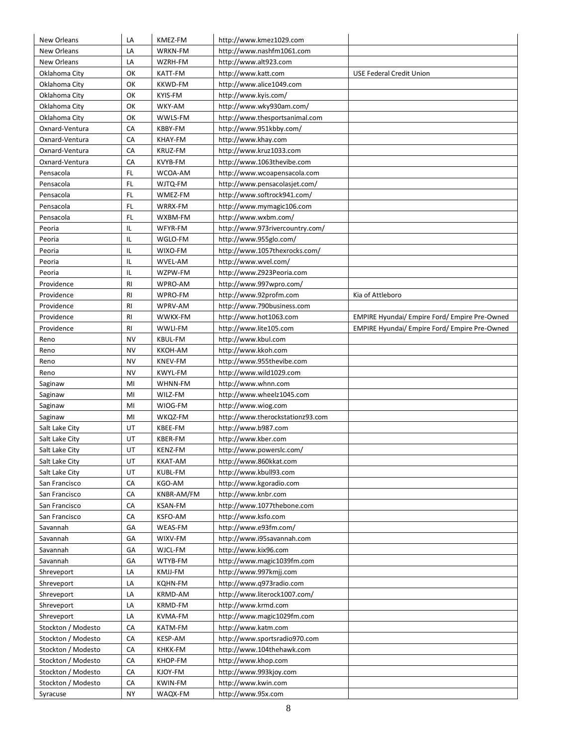| New Orleans | LA | KMEZ-FM | http://www.kmez1029.com | |
|---|---|---|---|---|
| New Orleans | LA | WRKN-FM | http://www.nashfm1061.com | |
| New Orleans | LA | WZRH-FM | http://www.alt923.com | |
| Oklahoma City | OK | KATT-FM | http://www.katt.com | USE Federal Credit Union |
| Oklahoma City | OK | KKWD-FM | http://www.alice1049.com | |
| Oklahoma City | OK | KYIS-FM | http://www.kyis.com/ | |
| Oklahoma City | OK | WKY-AM | http://www.wky930am.com/ | |
| Oklahoma City | OK | WWLS-FM | http://www.thesportsanimal.com | |
| Oxnard-Ventura | CA | KBBY-FM | http://www.951kbby.com/ | |
| Oxnard-Ventura | CA | KHAY-FM | http://www.khay.com | |
| Oxnard-Ventura | CA | KRUZ-FM | http://www.kruz1033.com | |
| Oxnard-Ventura | CA | KVYB-FM | http://www.1063thevibe.com | |
| Pensacola | FL | WCOA-AM | http://www.wcoapensacola.com | |
| Pensacola | FL | WJTQ-FM | http://www.pensacolasjet.com/ | |
| Pensacola | FL | WMEZ-FM | http://www.softrock941.com/ | |
| Pensacola | FL | WRRX-FM | http://www.mymagic106.com | |
| Pensacola | FL | WXBM-FM | http://www.wxbm.com/ | |
| Peoria | IL | WFYR-FM | http://www.973rivercountry.com/ | |
| Peoria | IL | WGLO-FM | http://www.955glo.com/ | |
| Peoria | IL | WIXO-FM | http://www.1057thexrocks.com/ | |
| Peoria | IL | WVEL-AM | http://www.wvel.com/ | |
| Peoria | IL | WZPW-FM | http://www.Z923Peoria.com | |
| Providence | RI | WPRO-AM | http://www.997wpro.com/ | |
| Providence | RI | WPRO-FM | http://www.92profm.com | Kia of Attleboro |
| Providence | RI | WPRV-AM | http://www.790business.com | |
| Providence | RI | WWKX-FM | http://www.hot1063.com | EMPIRE Hyundai/ Empire Ford/ Empire Pre-Owned |
| Providence | RI | WWLI-FM | http://www.lite105.com | EMPIRE Hyundai/ Empire Ford/ Empire Pre-Owned |
| Reno | NV | KBUL-FM | http://www.kbul.com | |
| Reno | NV | KKOH-AM | http://www.kkoh.com | |
| Reno | NV | KNEV-FM | http://www.955thevibe.com | |
| Reno | NV | KWYL-FM | http://www.wild1029.com | |
| Saginaw | MI | WHNN-FM | http://www.whnn.com | |
| Saginaw | MI | WILZ-FM | http://www.wheelz1045.com | |
| Saginaw | MI | WIOG-FM | http://www.wiog.com | |
| Saginaw | MI | WKQZ-FM | http://www.therockstationz93.com | |
| Salt Lake City | UT | KBEE-FM | http://www.b987.com | |
| Salt Lake City | UT | KBER-FM | http://www.kber.com | |
| Salt Lake City | UT | KENZ-FM | http://www.powerslc.com/ | |
| Salt Lake City | UT | KKAT-AM | http://www.860kkat.com | |
| Salt Lake City | UT | KUBL-FM | http://www.kbull93.com | |
| San Francisco | CA | KGO-AM | http://www.kgoradio.com | |
| San Francisco | CA | KNBR-AM/FM | http://www.knbr.com | |
| San Francisco | CA | KSAN-FM | http://www.1077thebone.com | |
| San Francisco | CA | KSFO-AM | http://www.ksfo.com | |
| Savannah | GA | WEAS-FM | http://www.e93fm.com/ | |
| Savannah | GA | WIXV-FM | http://www.i95savannah.com | |
| Savannah | GA | WJCL-FM | http://www.kix96.com | |
| Savannah | GA | WTYB-FM | http://www.magic1039fm.com | |
| Shreveport | LA | KMJJ-FM | http://www.997kmjj.com | |
| Shreveport | LA | KQHN-FM | http://www.q973radio.com | |
| Shreveport | LA | KRMD-AM | http://www.literock1007.com/ | |
| Shreveport | LA | KRMD-FM | http://www.krmd.com | |
| Shreveport | LA | KVMA-FM | http://www.magic1029fm.com | |
| Stockton / Modesto | CA | KATM-FM | http://www.katm.com | |
| Stockton / Modesto | CA | KESP-AM | http://www.sportsradio970.com | |
| Stockton / Modesto | CA | KHKK-FM | http://www.104thehawk.com | |
| Stockton / Modesto | CA | KHOP-FM | http://www.khop.com | |
| Stockton / Modesto | CA | KJOY-FM | http://www.993kjoy.com | |
| Stockton / Modesto | CA | KWIN-FM | http://www.kwin.com | |
| Syracuse | NY | WAQX-FM | http://www.95x.com | |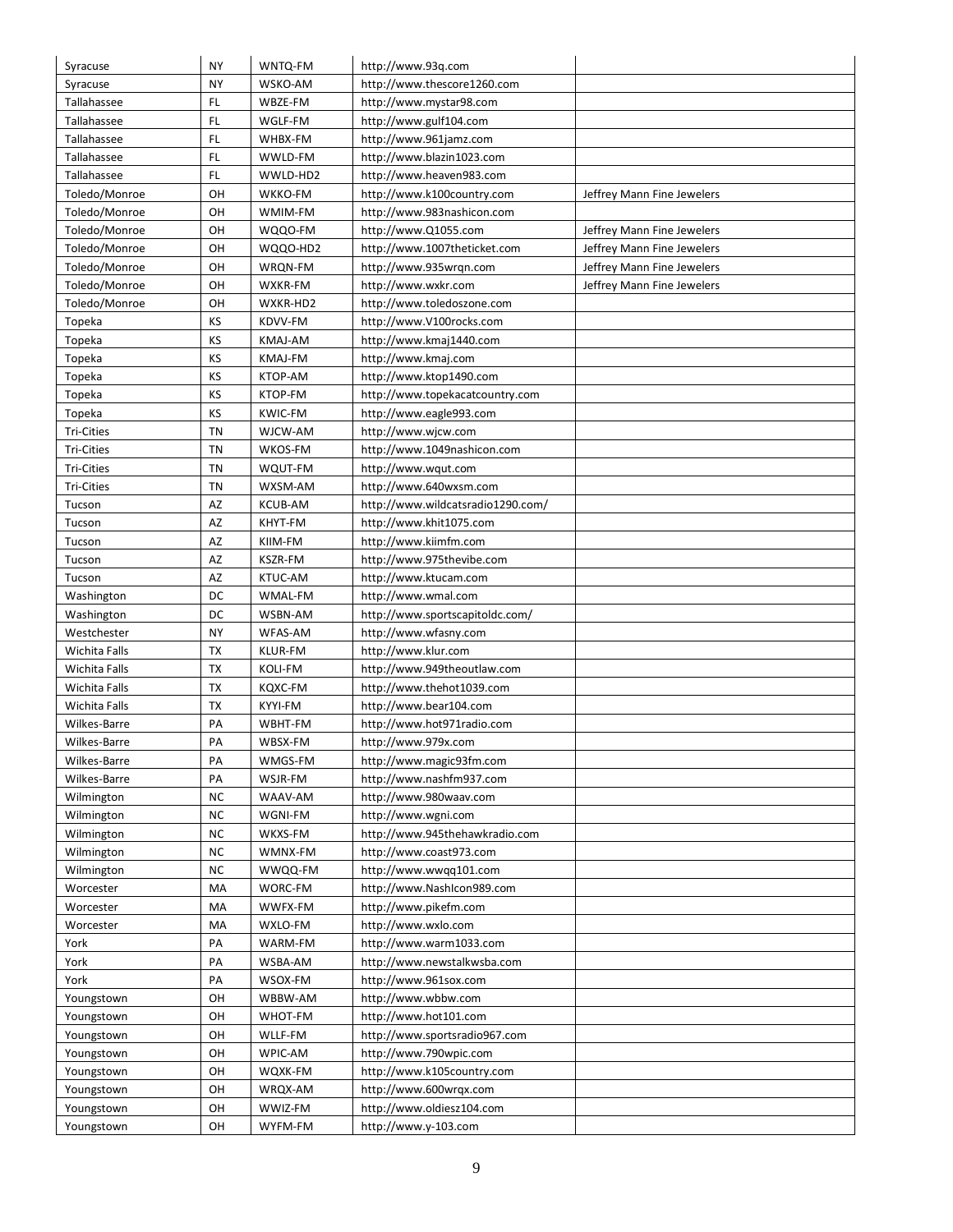| | | | | |
|---|---|---|---|---|
| Syracuse | NY | WNTQ-FM | http://www.93q.com | |
| Syracuse | NY | WSKO-AM | http://www.thescore1260.com | |
| Tallahassee | FL | WBZE-FM | http://www.mystar98.com | |
| Tallahassee | FL | WGLF-FM | http://www.gulf104.com | |
| Tallahassee | FL | WHBX-FM | http://www.961jamz.com | |
| Tallahassee | FL | WWLD-FM | http://www.blazin1023.com | |
| Tallahassee | FL | WWLD-HD2 | http://www.heaven983.com | |
| Toledo/Monroe | OH | WKKO-FM | http://www.k100country.com | Jeffrey Mann Fine Jewelers |
| Toledo/Monroe | OH | WMIM-FM | http://www.983nashicon.com | |
| Toledo/Monroe | OH | WQQO-FM | http://www.Q1055.com | Jeffrey Mann Fine Jewelers |
| Toledo/Monroe | OH | WQQO-HD2 | http://www.1007theticket.com | Jeffrey Mann Fine Jewelers |
| Toledo/Monroe | OH | WRQN-FM | http://www.935wrqn.com | Jeffrey Mann Fine Jewelers |
| Toledo/Monroe | OH | WXKR-FM | http://www.wxkr.com | Jeffrey Mann Fine Jewelers |
| Toledo/Monroe | OH | WXKR-HD2 | http://www.toledoszone.com | |
| Topeka | KS | KDVV-FM | http://www.V100rocks.com | |
| Topeka | KS | KMAJ-AM | http://www.kmaj1440.com | |
| Topeka | KS | KMAJ-FM | http://www.kmaj.com | |
| Topeka | KS | KTOP-AM | http://www.ktop1490.com | |
| Topeka | KS | KTOP-FM | http://www.topekacatcountry.com | |
| Topeka | KS | KWIC-FM | http://www.eagle993.com | |
| Tri-Cities | TN | WJCW-AM | http://www.wjcw.com | |
| Tri-Cities | TN | WKOS-FM | http://www.1049nashicon.com | |
| Tri-Cities | TN | WQUT-FM | http://www.wqut.com | |
| Tri-Cities | TN | WXSM-AM | http://www.640wxsm.com | |
| Tucson | AZ | KCUB-AM | http://www.wildcatsradio1290.com/ | |
| Tucson | AZ | KHYT-FM | http://www.khit1075.com | |
| Tucson | AZ | KIIM-FM | http://www.kiimfm.com | |
| Tucson | AZ | KSZR-FM | http://www.975thevibe.com | |
| Tucson | AZ | KTUC-AM | http://www.ktucam.com | |
| Washington | DC | WMAL-FM | http://www.wmal.com | |
| Washington | DC | WSBN-AM | http://www.sportscapitoldc.com/ | |
| Westchester | NY | WFAS-AM | http://www.wfasny.com | |
| Wichita Falls | TX | KLUR-FM | http://www.klur.com | |
| Wichita Falls | TX | KOLI-FM | http://www.949theoutlaw.com | |
| Wichita Falls | TX | KQXC-FM | http://www.thehot1039.com | |
| Wichita Falls | TX | KYYI-FM | http://www.bear104.com | |
| Wilkes-Barre | PA | WBHT-FM | http://www.hot971radio.com | |
| Wilkes-Barre | PA | WBSX-FM | http://www.979x.com | |
| Wilkes-Barre | PA | WMGS-FM | http://www.magic93fm.com | |
| Wilkes-Barre | PA | WSJR-FM | http://www.nashfm937.com | |
| Wilmington | NC | WAAV-AM | http://www.980waav.com | |
| Wilmington | NC | WGNI-FM | http://www.wgni.com | |
| Wilmington | NC | WKXS-FM | http://www.945thehawkradio.com | |
| Wilmington | NC | WMNX-FM | http://www.coast973.com | |
| Wilmington | NC | WWQQ-FM | http://www.wwqq101.com | |
| Worcester | MA | WORC-FM | http://www.NashIcon989.com | |
| Worcester | MA | WWFX-FM | http://www.pikefm.com | |
| Worcester | MA | WXLO-FM | http://www.wxlo.com | |
| York | PA | WARM-FM | http://www.warm1033.com | |
| York | PA | WSBA-AM | http://www.newstalkwsba.com | |
| York | PA | WSOX-FM | http://www.961sox.com | |
| Youngstown | OH | WBBW-AM | http://www.wbbw.com | |
| Youngstown | OH | WHOT-FM | http://www.hot101.com | |
| Youngstown | OH | WLLF-FM | http://www.sportsradio967.com | |
| Youngstown | OH | WPIC-AM | http://www.790wpic.com | |
| Youngstown | OH | WQXK-FM | http://www.k105country.com | |
| Youngstown | OH | WRQX-AM | http://www.600wrqx.com | |
| Youngstown | OH | WWIZ-FM | http://www.oldiesz104.com | |
| Youngstown | OH | WYFM-FM | http://www.y-103.com | |